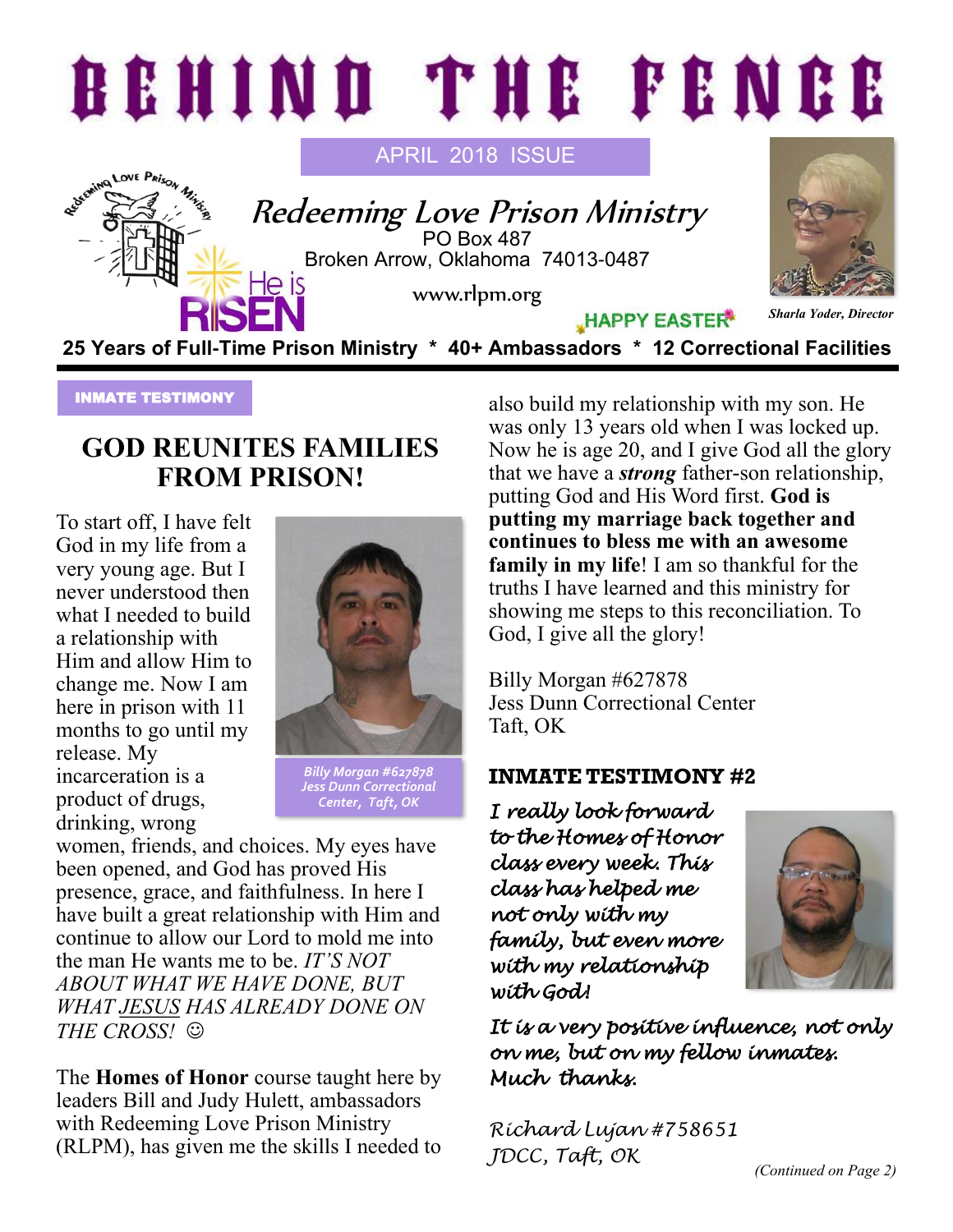# BEHIND THE FENCE

APRIL 2018 ISSUE

**Redeeming Love Prison Ministry**
PO Box 487
Broken Arrow, Oklahoma 74013-0487
www.rlpm.org

He is RISEN

HAPPY EASTER

*Sharla Yoder, Director*

**25 Years of Full-Time Prison Ministry * 40+ Ambassadors * 12 Correctional Facilities**

---

**INMATE TESTIMONY**

## GOD REUNITES FAMILIES FROM PRISON!

To start off, I have felt God in my life from a very young age. But I never understood then what I needed to build a relationship with Him and allow Him to change me. Now I am here in prison with 11 months to go until my release. My incarceration is a product of drugs, drinking, wrong women, friends, and choices. My eyes have been opened, and God has proved His presence, grace, and faithfulness. In here I have built a great relationship with Him and continue to allow our Lord to mold me into the man He wants me to be. *IT'S NOT ABOUT WHAT WE HAVE DONE, BUT WHAT JESUS HAS ALREADY DONE ON THE CROSS!* ☺

*Billy Morgan #627878 Jess Dunn Correctional Center, Taft, OK*

The **Homes of Honor** course taught here by leaders Bill and Judy Hulett, ambassadors with Redeeming Love Prison Ministry (RLPM), has given me the skills I needed to also build my relationship with my son. He was only 13 years old when I was locked up. Now he is age 20, and I give God all the glory that we have a ***strong*** father-son relationship, putting God and His Word first. **God is putting my marriage back together and continues to bless me with an awesome family in my life**! I am so thankful for the truths I have learned and this ministry for showing me steps to this reconciliation. To God, I give all the glory!

Billy Morgan #627878
Jess Dunn Correctional Center
Taft, OK

### INMATE TESTIMONY #2

*I really look forward to the Homes of Honor class every week. This class has helped me not only with my family, but even more with my relationship with God!*

*It is a very positive influence, not only on me, but on my fellow inmates. Much thanks.*

*Richard Lujan #758651*
*JDCC, Taft, OK*

*(Continued on Page 2)*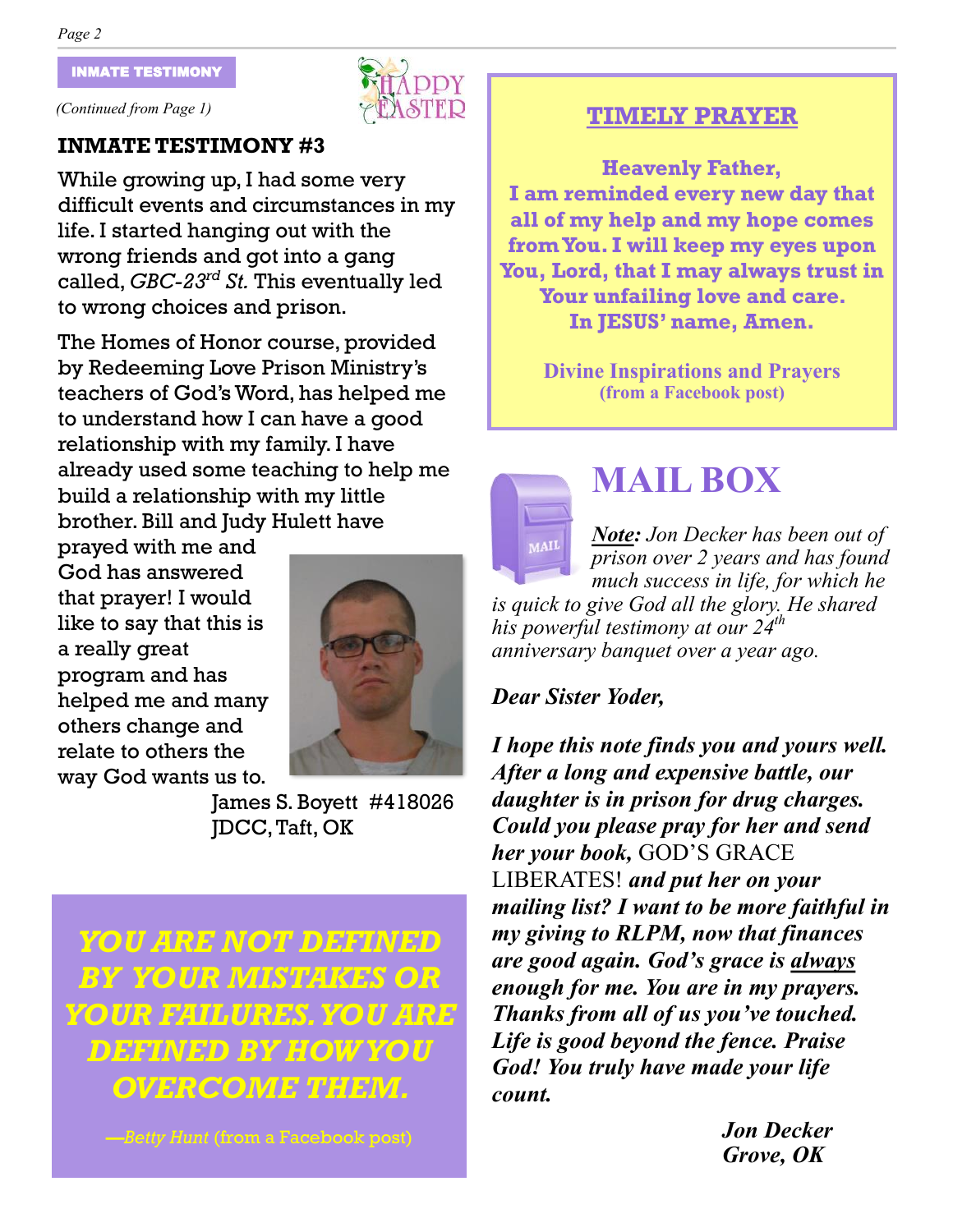INMATE TESTIMONY

*(Continued from Page 1)*

HAPPY EASTER

## INMATE TESTIMONY #3

While growing up, I had some very difficult events and circumstances in my life. I started hanging out with the wrong friends and got into a gang called, *GBC-23rd St.* This eventually led to wrong choices and prison.

The Homes of Honor course, provided by Redeeming Love Prison Ministry's teachers of God's Word, has helped me to understand how I can have a good relationship with my family. I have already used some teaching to help me build a relationship with my little brother. Bill and Judy Hulett have prayed with me and God has answered that prayer! I would like to say that this is a really great program and has helped me and many others change and relate to others the way God wants us to.

James S. Boyett #418026
JDCC, Taft, OK

**YOU ARE NOT DEFINED BY YOUR MISTAKES OR YOUR FAILURES. YOU ARE DEFINED BY HOW YOU OVERCOME THEM.**

—*Betty Hunt* (from a Facebook post)

## TIMELY PRAYER

**Heavenly Father,
I am reminded every new day that all of my help and my hope comes from You. I will keep my eyes upon You, Lord, that I may always trust in Your unfailing love and care.
In JESUS' name, Amen.**

**Divine Inspirations and Prayers**
**(from a Facebook post)**

# MAIL BOX

***Note:*** *Jon Decker has been out of prison over 2 years and has found much success in life, for which he is quick to give God all the glory. He shared his powerful testimony at our 24th anniversary banquet over a year ago.*

***Dear Sister Yoder,***

***I hope this note finds you and yours well. After a long and expensive battle, our daughter is in prison for drug charges. Could you please pray for her and send her your book,*** GOD'S GRACE LIBERATES! ***and put her on your mailing list? I want to be more faithful in my giving to RLPM, now that finances are good again. God's grace is always enough for me. You are in my prayers. Thanks from all of us you've touched. Life is good beyond the fence. Praise God! You truly have made your life count.***

***Jon Decker***
***Grove, OK***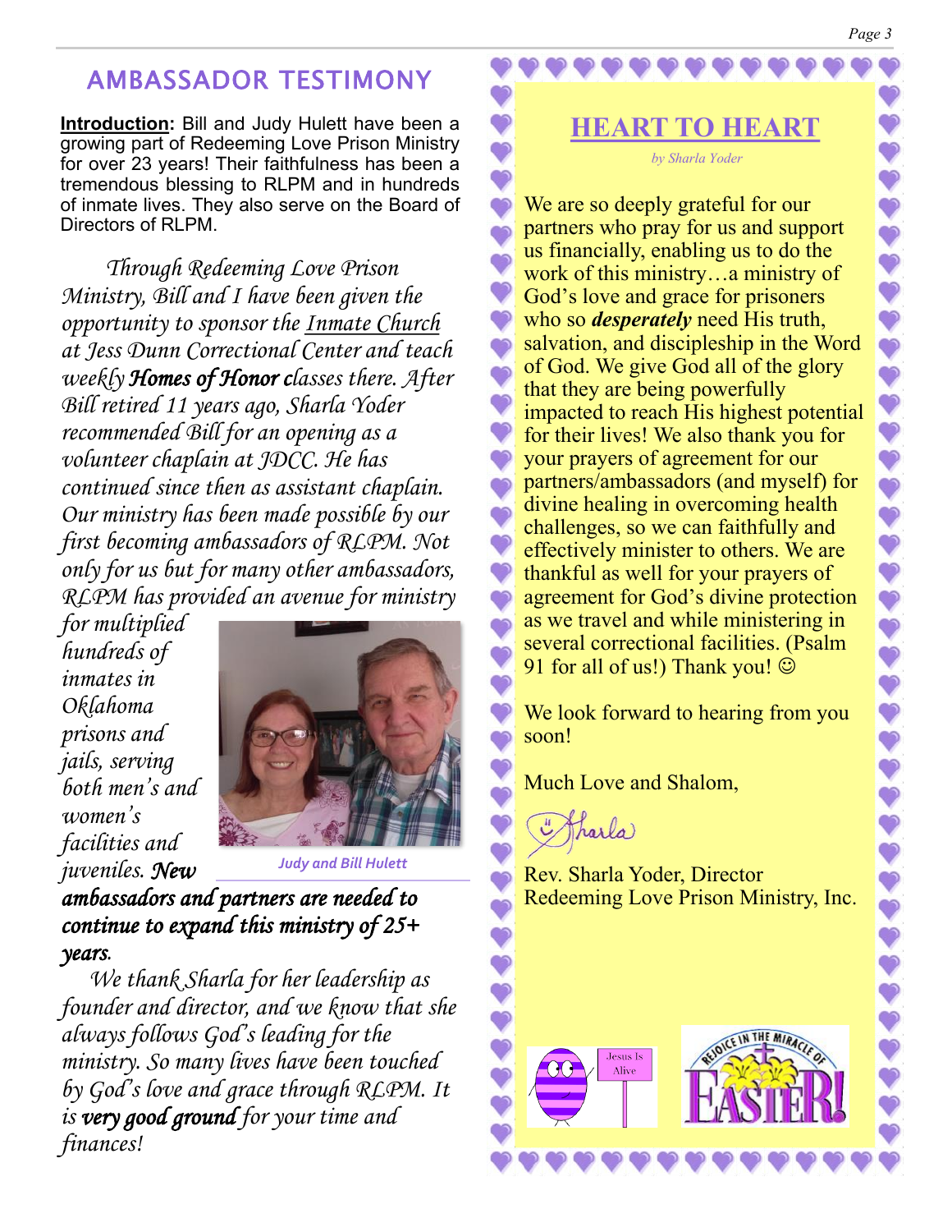## AMBASSADOR TESTIMONY

**Introduction:** Bill and Judy Hulett have been a growing part of Redeeming Love Prison Ministry for over 23 years! Their faithfulness has been a tremendous blessing to RLPM and in hundreds of inmate lives. They also serve on the Board of Directors of RLPM.

*Through Redeeming Love Prison Ministry, Bill and I have been given the opportunity to sponsor the Inmate Church at Jess Dunn Correctional Center and teach weekly **Homes of Honor** classes there. After Bill retired 11 years ago, Sharla Yoder recommended Bill for an opening as a volunteer chaplain at JDCC. He has continued since then as assistant chaplain. Our ministry has been made possible by our first becoming ambassadors of RLPM. Not only for us but for many other ambassadors, RLPM has provided an avenue for ministry for multiplied hundreds of inmates in Oklahoma prisons and jails, serving both men's and women's facilities and juveniles. **New ambassadors and partners are needed to continue to expand this ministry of 25+ years.***

Judy and Bill Hulett

*We thank Sharla for her leadership as founder and director, and we know that she always follows God's leading for the ministry. So many lives have been touched by God's love and grace through RLPM. It is **very good ground** for your time and finances!*

## HEART TO HEART

*by Sharla Yoder*

We are so deeply grateful for our partners who pray for us and support us financially, enabling us to do the work of this ministry…a ministry of God's love and grace for prisoners who so ***desperately*** need His truth, salvation, and discipleship in the Word of God. We give God all of the glory that they are being powerfully impacted to reach His highest potential for their lives! We also thank you for your prayers of agreement for our partners/ambassadors (and myself) for divine healing in overcoming health challenges, so we can faithfully and effectively minister to others. We are thankful as well for your prayers of agreement for God's divine protection as we travel and while ministering in several correctional facilities. (Psalm 91 for all of us!) Thank you! ☺

We look forward to hearing from you soon!

Much Love and Shalom,

Sharla

Rev. Sharla Yoder, Director
Redeeming Love Prison Ministry, Inc.

Jesus Is Alive

REJOICE IN THE MIRACLE OF EASTER!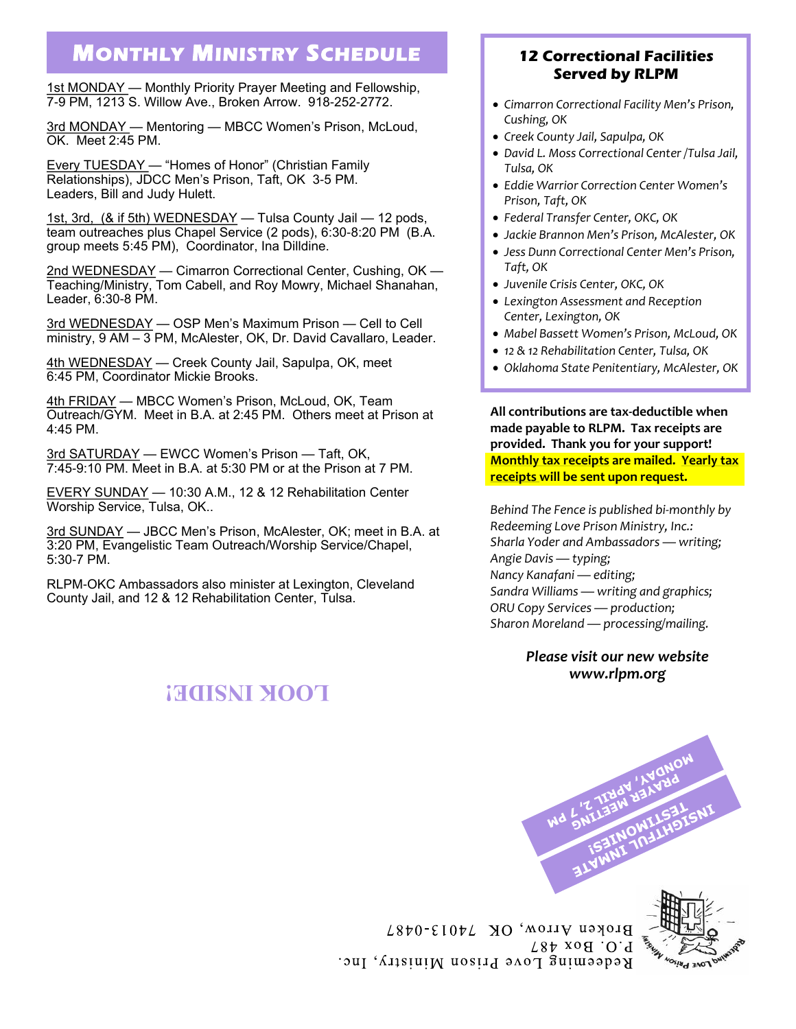## Monthly Ministry Schedule

1st MONDAY — Monthly Priority Prayer Meeting and Fellowship, 7-9 PM, 1213 S. Willow Ave., Broken Arrow. 918-252-2772.

3rd MONDAY — Mentoring — MBCC Women's Prison, McLoud, OK. Meet 2:45 PM.

Every TUESDAY — "Homes of Honor" (Christian Family Relationships), JDCC Men's Prison, Taft, OK 3-5 PM. Leaders, Bill and Judy Hulett.

1st, 3rd, (& if 5th) WEDNESDAY — Tulsa County Jail — 12 pods, team outreaches plus Chapel Service (2 pods), 6:30-8:20 PM (B.A. group meets 5:45 PM), Coordinator, Ina Dilldine.

2nd WEDNESDAY — Cimarron Correctional Center, Cushing, OK — Teaching/Ministry, Tom Cabell, and Roy Mowry, Michael Shanahan, Leader, 6:30-8 PM.

3rd WEDNESDAY — OSP Men's Maximum Prison — Cell to Cell ministry, 9 AM – 3 PM, McAlester, OK, Dr. David Cavallaro, Leader.

4th WEDNESDAY — Creek County Jail, Sapulpa, OK, meet 6:45 PM, Coordinator Mickie Brooks.

4th FRIDAY — MBCC Women's Prison, McLoud, OK, Team Outreach/GYM. Meet in B.A. at 2:45 PM. Others meet at Prison at 4:45 PM.

3rd SATURDAY — EWCC Women's Prison — Taft, OK, 7:45-9:10 PM. Meet in B.A. at 5:30 PM or at the Prison at 7 PM.

EVERY SUNDAY — 10:30 A.M., 12 & 12 Rehabilitation Center Worship Service, Tulsa, OK..

3rd SUNDAY — JBCC Men's Prison, McAlester, OK; meet in B.A. at 3:20 PM, Evangelistic Team Outreach/Worship Service/Chapel, 5:30-7 PM.

RLPM-OKC Ambassadors also minister at Lexington, Cleveland County Jail, and 12 & 12 Rehabilitation Center, Tulsa.

### 12 Correctional Facilities Served by RLPM

- *Cimarron Correctional Facility Men's Prison, Cushing, OK*
- *Creek County Jail, Sapulpa, OK*
- *David L. Moss Correctional Center /Tulsa Jail, Tulsa, OK*
- *Eddie Warrior Correction Center Women's Prison, Taft, OK*
- *Federal Transfer Center, OKC, OK*
- *Jackie Brannon Men's Prison, McAlester, OK*
- *Jess Dunn Correctional Center Men's Prison, Taft, OK*
- *Juvenile Crisis Center, OKC, OK*
- *Lexington Assessment and Reception Center, Lexington, OK*
- *Mabel Bassett Women's Prison, McLoud, OK*
- *12 & 12 Rehabilitation Center, Tulsa, OK*
- *Oklahoma State Penitentiary, McAlester, OK*

**All contributions are tax-deductible when made payable to RLPM. Tax receipts are provided. Thank you for your support! Monthly tax receipts are mailed. Yearly tax receipts will be sent upon request.**

*Behind The Fence is published bi-monthly by Redeeming Love Prison Ministry, Inc.:*
*Sharla Yoder and Ambassadors — writing;*
*Angie Davis — typing;*
*Nancy Kanafani — editing;*
*Sandra Williams — writing and graphics;*
*ORU Copy Services — production;*
*Sharon Moreland — processing/mailing.*

***Please visit our new website www.rlpm.org***

LOOK INSIDE!

MONDAY, APRIL 2, 7 PM PRAYER MEETING

INSIGHTFUL INMATE TESTIMONIES!

Redeeming Love Prison Ministry, Inc.
P.O. Box 487
Broken Arrow, OK 74013-0487